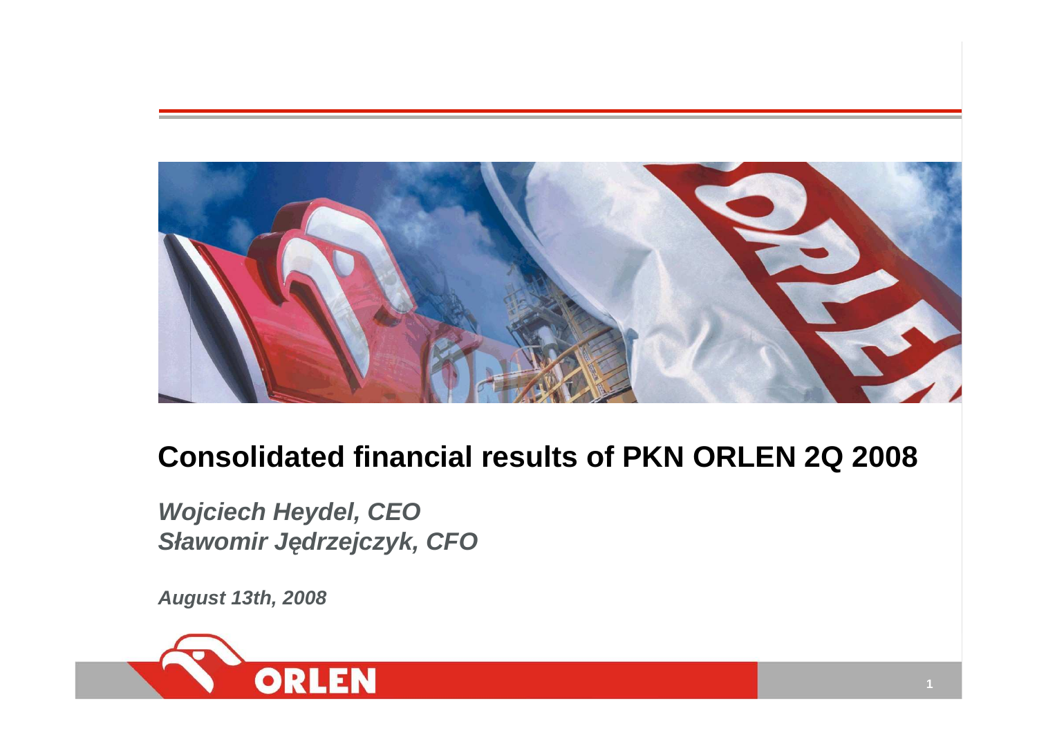# Consolidated financial results of PKN ORLEN 2Q 2008

***Wojciech Heydel, CEO***
***Sławomir Jędrzejczyk, CFO***

***August 13th, 2008***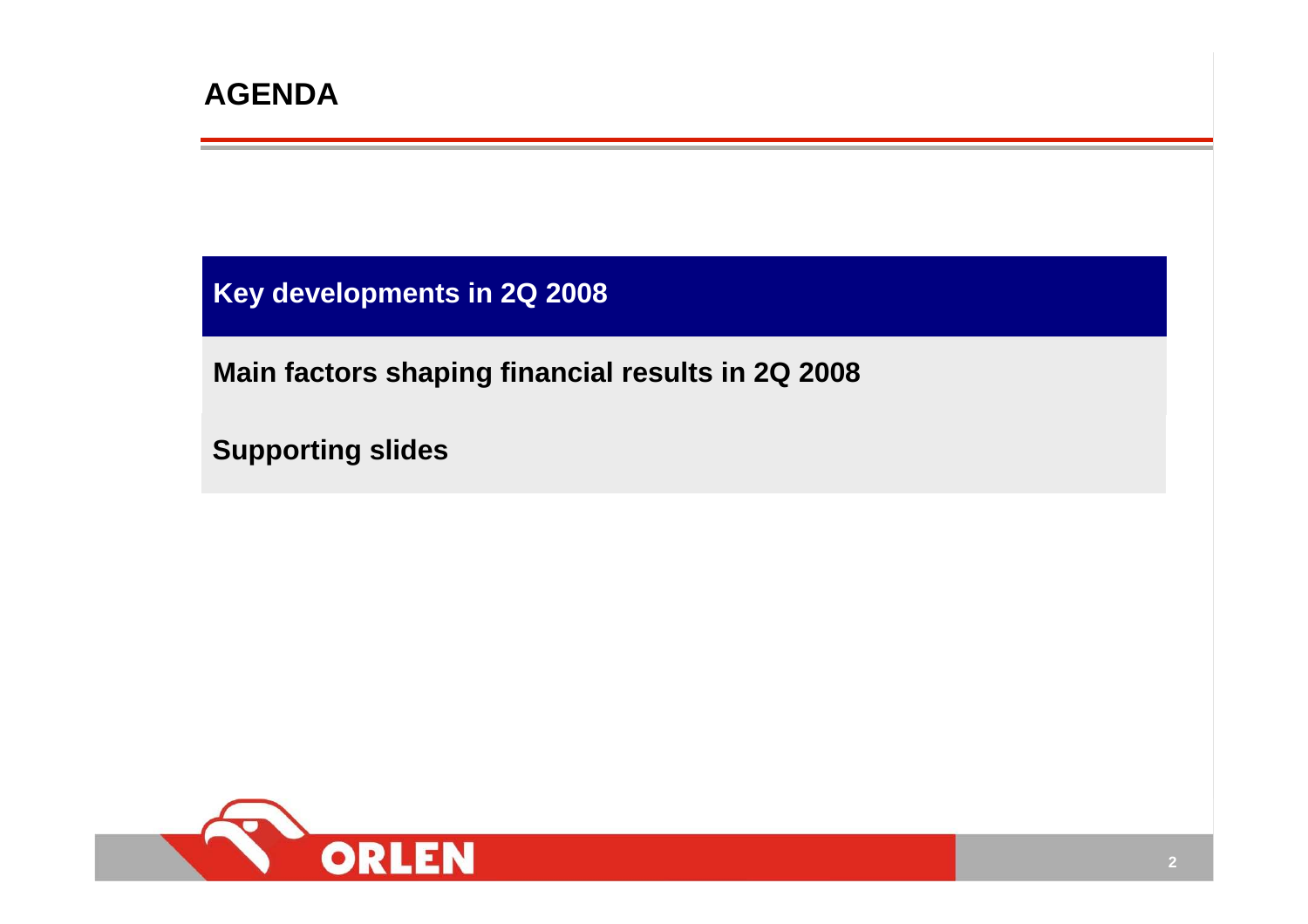# AGENDA

**Key developments in 2Q 2008**

**Main factors shaping financial results in 2Q 2008**

**Supporting slides**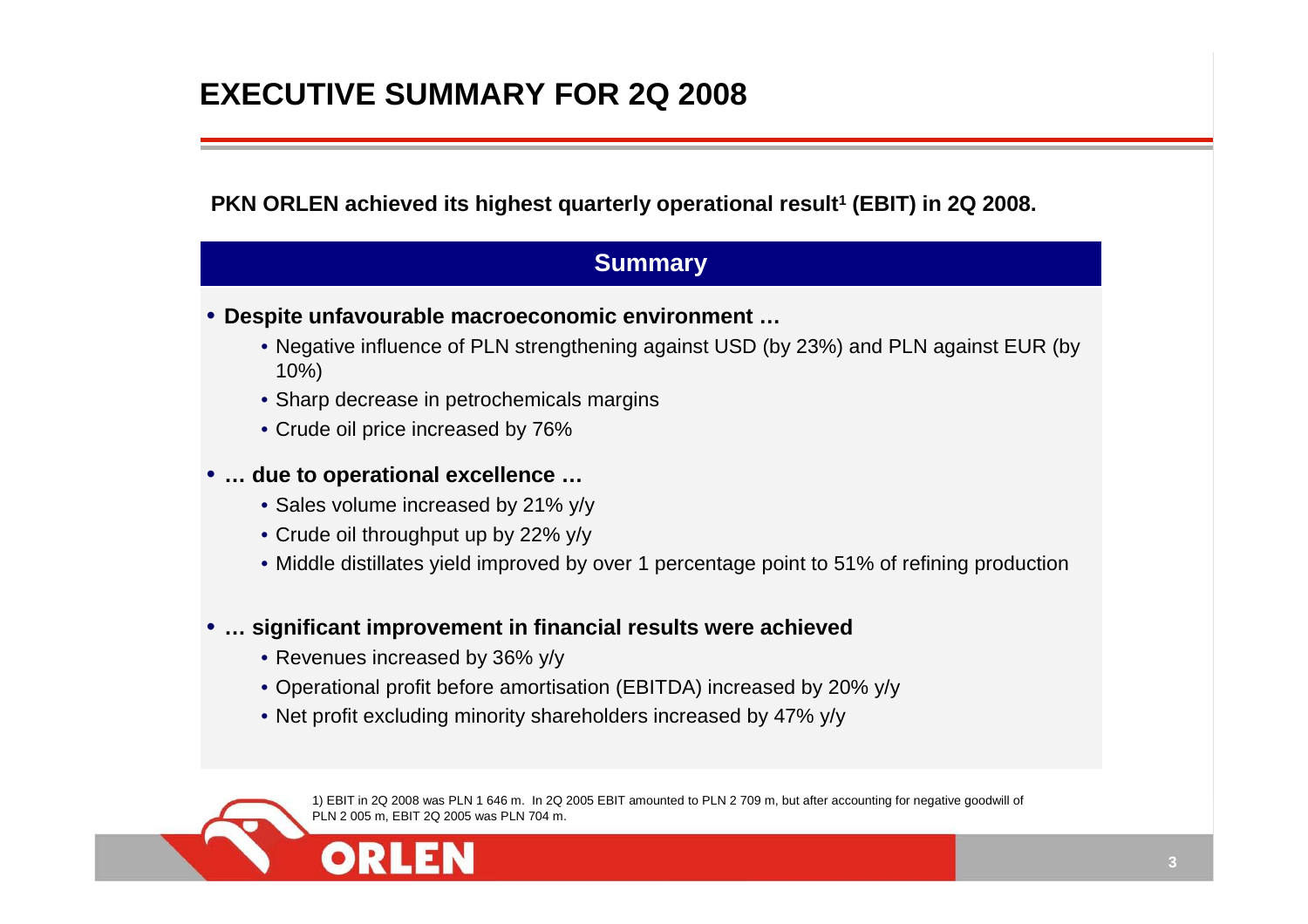# EXECUTIVE SUMMARY FOR 2Q 2008

**PKN ORLEN achieved its highest quarterly operational result[1] (EBIT) in 2Q 2008.**

## Summary

- **Despite unfavourable macroeconomic environment …**
  - Negative influence of PLN strengthening against USD (by 23%) and PLN against EUR (by 10%)
  - Sharp decrease in petrochemicals margins
  - Crude oil price increased by 76%
- **… due to operational excellence …**
  - Sales volume increased by 21% y/y
  - Crude oil throughput up by 22% y/y
  - Middle distillates yield improved by over 1 percentage point to 51% of refining production
- **… significant improvement in financial results were achieved**
  - Revenues increased by 36% y/y
  - Operational profit before amortisation (EBITDA) increased by 20% y/y
  - Net profit excluding minority shareholders increased by 47% y/y

1) EBIT in 2Q 2008 was PLN 1 646 m. In 2Q 2005 EBIT amounted to PLN 2 709 m, but after accounting for negative goodwill of PLN 2 005 m, EBIT 2Q 2005 was PLN 704 m.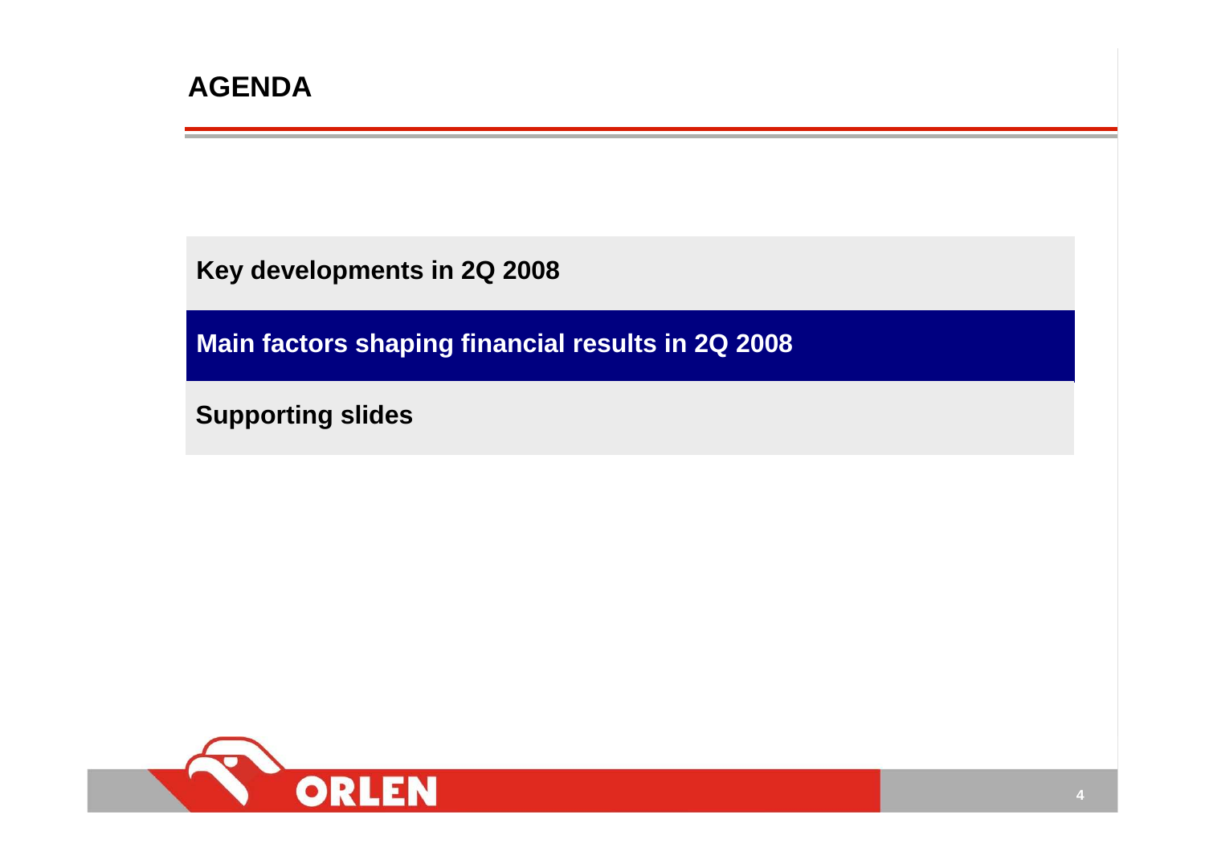# AGENDA

- Key developments in 2Q 2008
- **Main factors shaping financial results in 2Q 2008**
- Supporting slides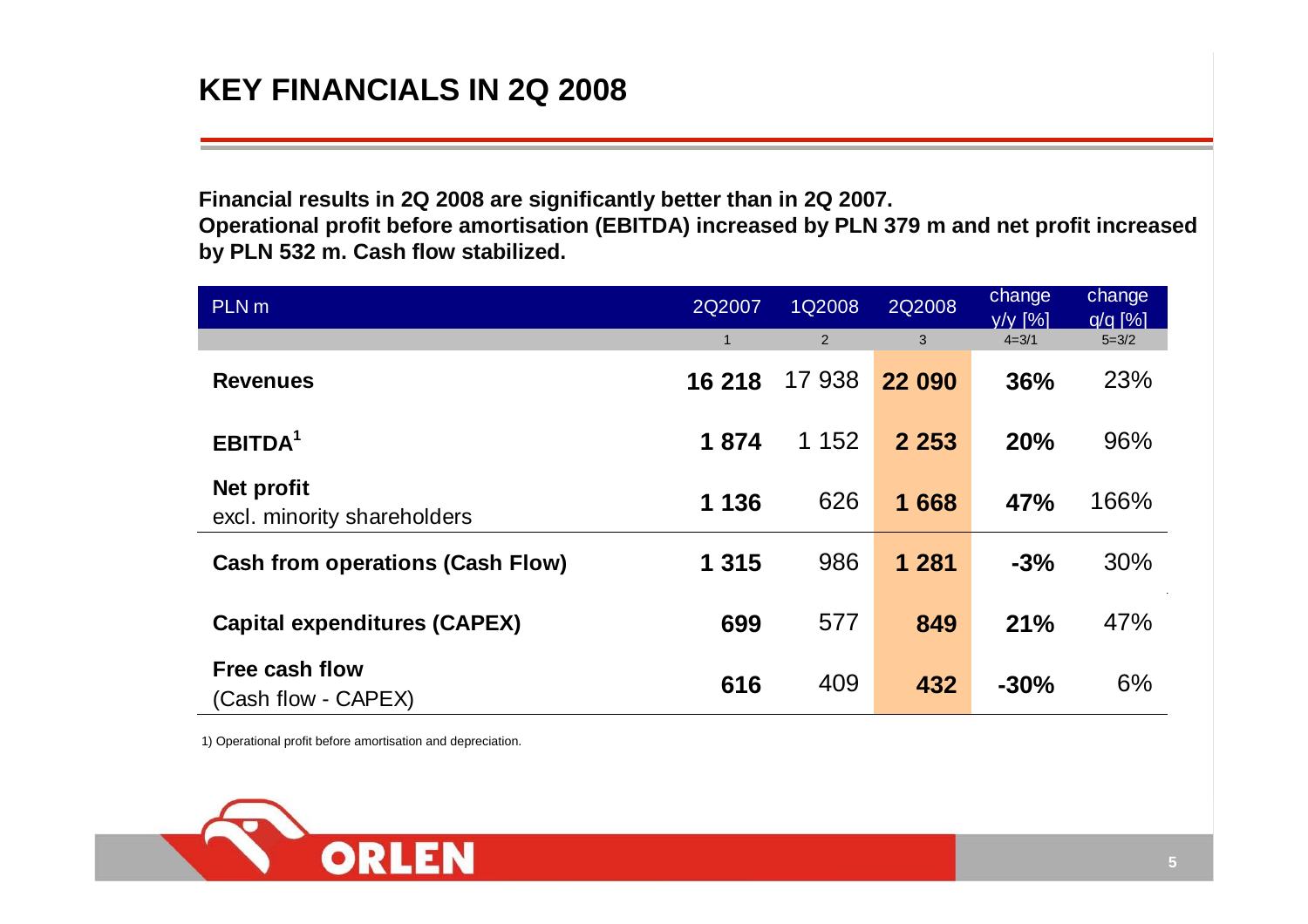# KEY FINANCIALS IN 2Q 2008

**Financial results in 2Q 2008 are significantly better than in 2Q 2007.**
**Operational profit before amortisation (EBITDA) increased by PLN 379 m and net profit increased by PLN 532 m. Cash flow stabilized.**

| PLN m | 2Q2007 | 1Q2008 | 2Q2008 | change y/y [%] | change q/q [%] |
|---|---|---|---|---|---|
| | 1 | 2 | 3 | 4=3/1 | 5=3/2 |
| **Revenues** | **16 218** | 17 938 | **22 090** | **36%** | 23% |
| **EBITDA**[1] | **1 874** | 1 152 | **2 253** | **20%** | 96% |
| **Net profit** excl. minority shareholders | **1 136** | 626 | **1 668** | **47%** | 166% |
| **Cash from operations (Cash Flow)** | **1 315** | 986 | **1 281** | **-3%** | 30% |
| **Capital expenditures (CAPEX)** | **699** | 577 | **849** | **21%** | 47% |
| **Free cash flow** (Cash flow - CAPEX) | **616** | 409 | **432** | **-30%** | 6% |

1) Operational profit before amortisation and depreciation.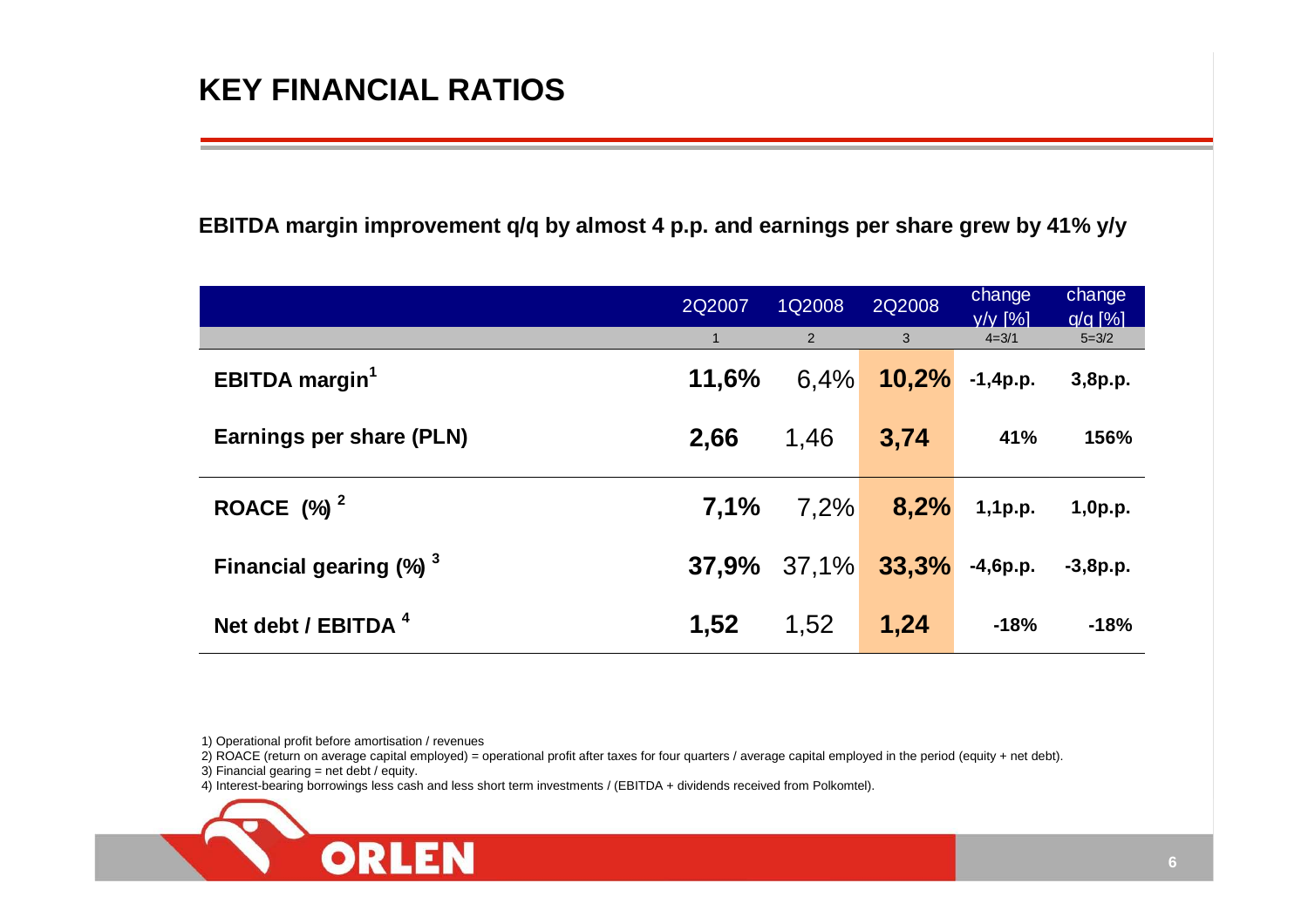# KEY FINANCIAL RATIOS

**EBITDA margin improvement q/q by almost 4 p.p. and earnings per share grew by 41% y/y**

| | 2Q2007 | 1Q2008 | 2Q2008 | change y/y [%] | change q/q [%] |
|---|---|---|---|---|---|
| | 1 | 2 | 3 | 4=3/1 | 5=3/2 |
| **EBITDA margin**[1] | **11,6%** | 6,4% | **10,2%** | **-1,4p.p.** | **3,8p.p.** |
| **Earnings per share (PLN)** | **2,66** | 1,46 | **3,74** | **41%** | **156%** |
| **ROACE (%)**[2] | **7,1%** | 7,2% | **8,2%** | **1,1p.p.** | **1,0p.p.** |
| **Financial gearing (%)**[3] | **37,9%** | 37,1% | **33,3%** | **-4,6p.p.** | **-3,8p.p.** |
| **Net debt / EBITDA**[4] | **1,52** | 1,52 | **1,24** | **-18%** | **-18%** |

1) Operational profit before amortisation / revenues

2) ROACE (return on average capital employed) = operational profit after taxes for four quarters / average capital employed in the period (equity + net debt).

3) Financial gearing = net debt / equity.

4) Interest-bearing borrowings less cash and less short term investments / (EBITDA + dividends received from Polkomtel).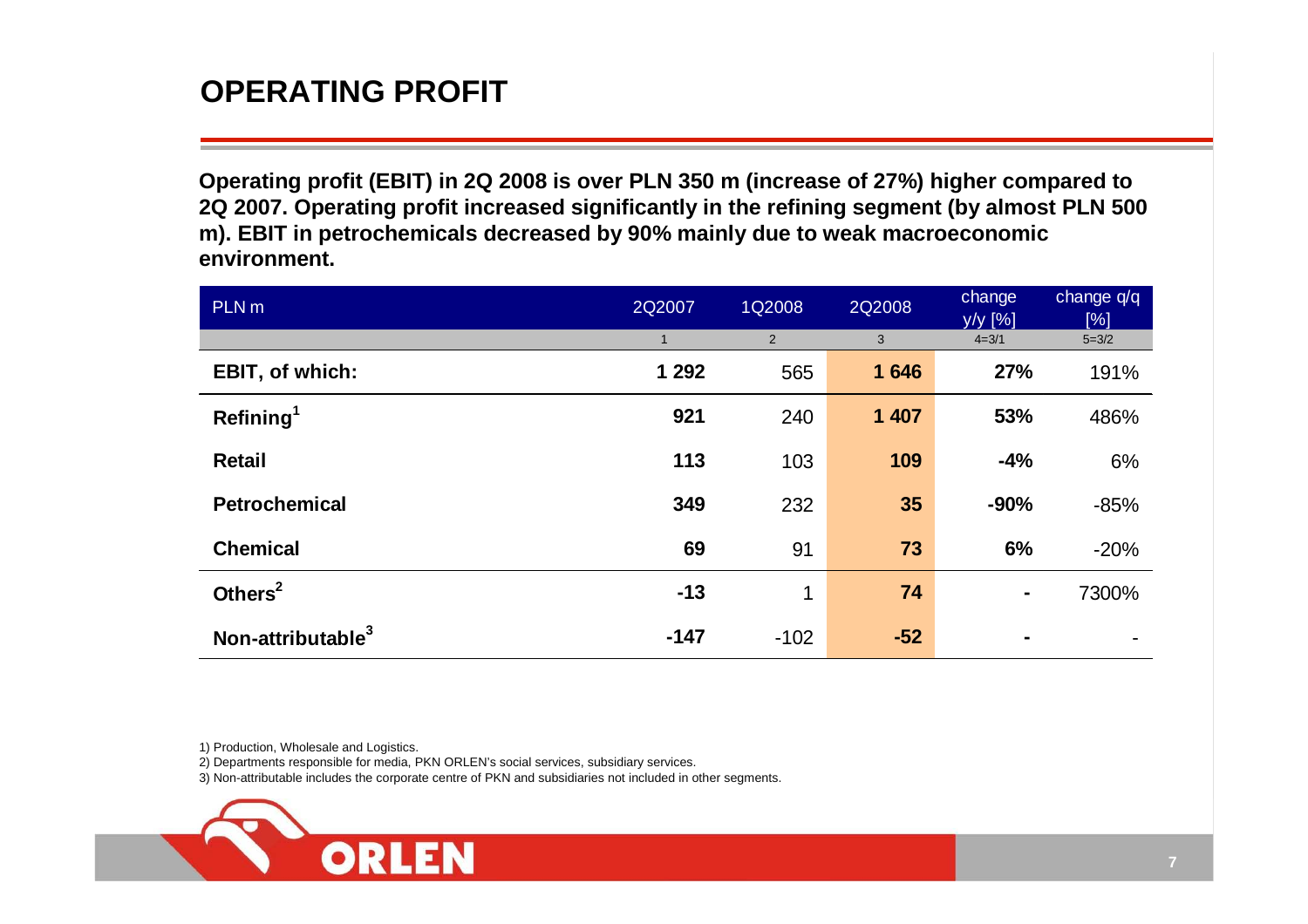# OPERATING PROFIT

**Operating profit (EBIT) in 2Q 2008 is over PLN 350 m (increase of 27%) higher compared to 2Q 2007. Operating profit increased significantly in the refining segment (by almost PLN 500 m). EBIT in petrochemicals decreased by 90% mainly due to weak macroeconomic environment.**

| PLN m | 2Q2007 | 1Q2008 | 2Q2008 | change y/y [%] | change q/q [%] |
|---|---|---|---|---|---|
| | 1 | 2 | 3 | 4=3/1 | 5=3/2 |
| **EBIT, of which:** | **1 292** | 565 | **1 646** | **27%** | 191% |
| **Refining**[1] | **921** | 240 | **1 407** | **53%** | 486% |
| **Retail** | **113** | 103 | **109** | **-4%** | 6% |
| **Petrochemical** | **349** | 232 | **35** | **-90%** | -85% |
| **Chemical** | **69** | 91 | **73** | **6%** | -20% |
| **Others**[2] | **-13** | 1 | **74** | **-** | 7300% |
| **Non-attributable**[3] | **-147** | -102 | **-52** | **-** | - |

1) Production, Wholesale and Logistics.

2) Departments responsible for media, PKN ORLEN's social services, subsidiary services.

3) Non-attributable includes the corporate centre of PKN and subsidiaries not included in other segments.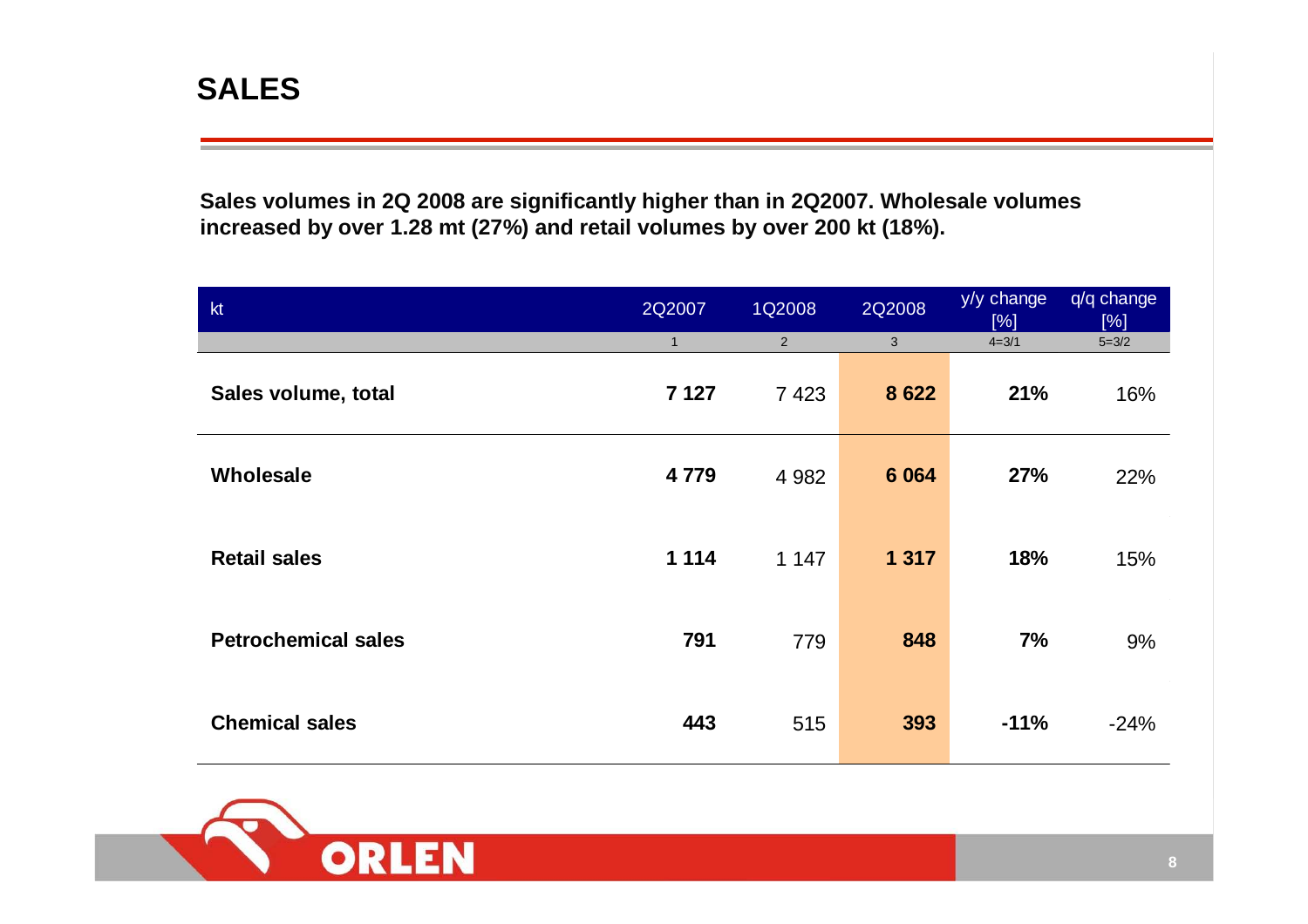# SALES

**Sales volumes in 2Q 2008 are significantly higher than in 2Q2007. Wholesale volumes increased by over 1.28 mt (27%) and retail volumes by over 200 kt (18%).**

| kt | 2Q2007 | 1Q2008 | 2Q2008 | y/y change [%] | q/q change [%] |
|---|---|---|---|---|---|
| | 1 | 2 | 3 | 4=3/1 | 5=3/2 |
| **Sales volume, total** | **7 127** | 7 423 | **8 622** | **21%** | 16% |
| **Wholesale** | **4 779** | 4 982 | **6 064** | **27%** | 22% |
| **Retail sales** | **1 114** | 1 147 | **1 317** | **18%** | 15% |
| **Petrochemical sales** | **791** | 779 | **848** | **7%** | 9% |
| **Chemical sales** | **443** | 515 | **393** | **-11%** | -24% |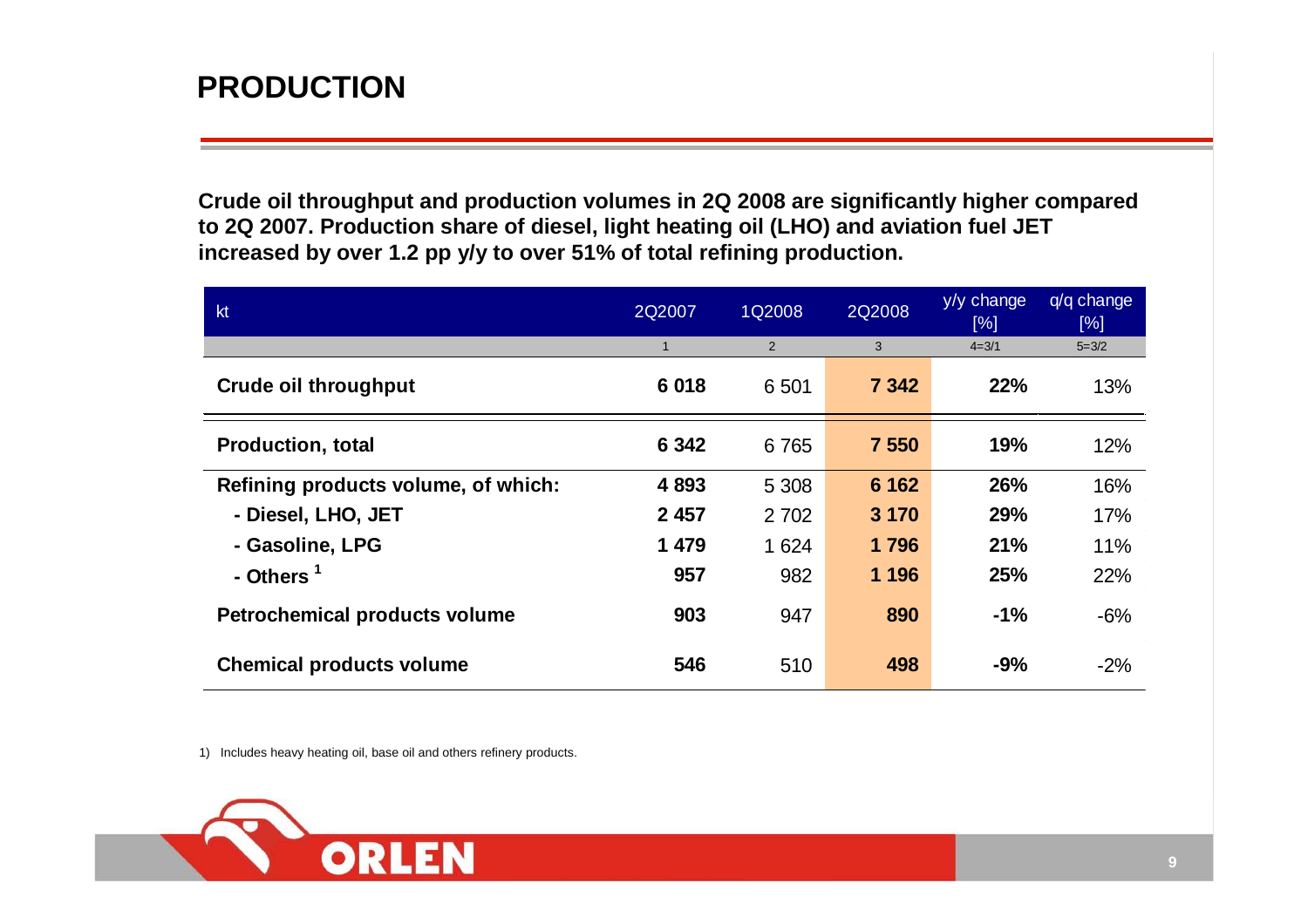# PRODUCTION

**Crude oil throughput and production volumes in 2Q 2008 are significantly higher compared to 2Q 2007. Production share of diesel, light heating oil (LHO) and aviation fuel JET increased by over 1.2 pp y/y to over 51% of total refining production.**

| kt | 2Q2007 | 1Q2008 | 2Q2008 | y/y change [%] | q/q change [%] |
|---|---|---|---|---|---|
| | 1 | 2 | 3 | 4=3/1 | 5=3/2 |
| **Crude oil throughput** | **6 018** | 6 501 | **7 342** | **22%** | 13% |
| **Production, total** | **6 342** | 6 765 | **7 550** | **19%** | 12% |
| **Refining products volume, of which:** | **4 893** | 5 308 | **6 162** | **26%** | 16% |
| **- Diesel, LHO, JET** | **2 457** | 2 702 | **3 170** | **29%** | 17% |
| **- Gasoline, LPG** | **1 479** | 1 624 | **1 796** | **21%** | 11% |
| **- Others [1]** | **957** | 982 | **1 196** | **25%** | 22% |
| **Petrochemical products volume** | **903** | 947 | **890** | **-1%** | -6% |
| **Chemical products volume** | **546** | 510 | **498** | **-9%** | -2% |

1) Includes heavy heating oil, base oil and others refinery products.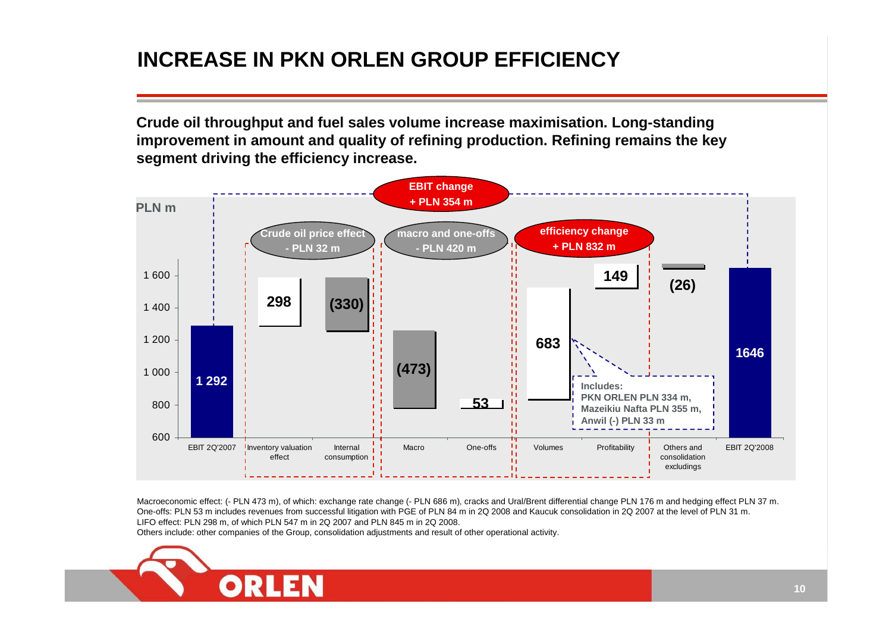# INCREASE IN PKN ORLEN GROUP EFFICIENCY

**Crude oil throughput and fuel sales volume increase maximisation. Long-standing improvement in amount and quality of refining production. Refining remains the key segment driving the efficiency increase.**

**EBIT change + PLN 354 m**

PLN m

| | Crude oil price effect - PLN 32 m | | macro and one-offs - PLN 420 m | | efficiency change + PLN 832 m | | | |
|---|---|---|---|---|---|---|---|---|
| EBIT 2Q'2007 | Inventory valuation effect | Internal consumption | Macro | One-offs | Volumes | Profitability | Others and consolidation excludings | EBIT 2Q'2008 |
| 1 292 | 298 | (330) | (473) | 53 | 683 | 149 | (26) | 1646 |

Includes: PKN ORLEN PLN 334 m, Mazeikiu Nafta PLN 355 m, Anwil (-) PLN 33 m

Macroeconomic effect: (- PLN 473 m), of which: exchange rate change (- PLN 686 m), cracks and Ural/Brent differential change PLN 176 m and hedging effect PLN 37 m.
One-offs: PLN 53 m includes revenues from successful litigation with PGE of PLN 84 m in 2Q 2008 and Kaucuk consolidation in 2Q 2007 at the level of PLN 31 m.
LIFO effect: PLN 298 m, of which PLN 547 m in 2Q 2007 and PLN 845 m in 2Q 2008.
Others include: other companies of the Group, consolidation adjustments and result of other operational activity.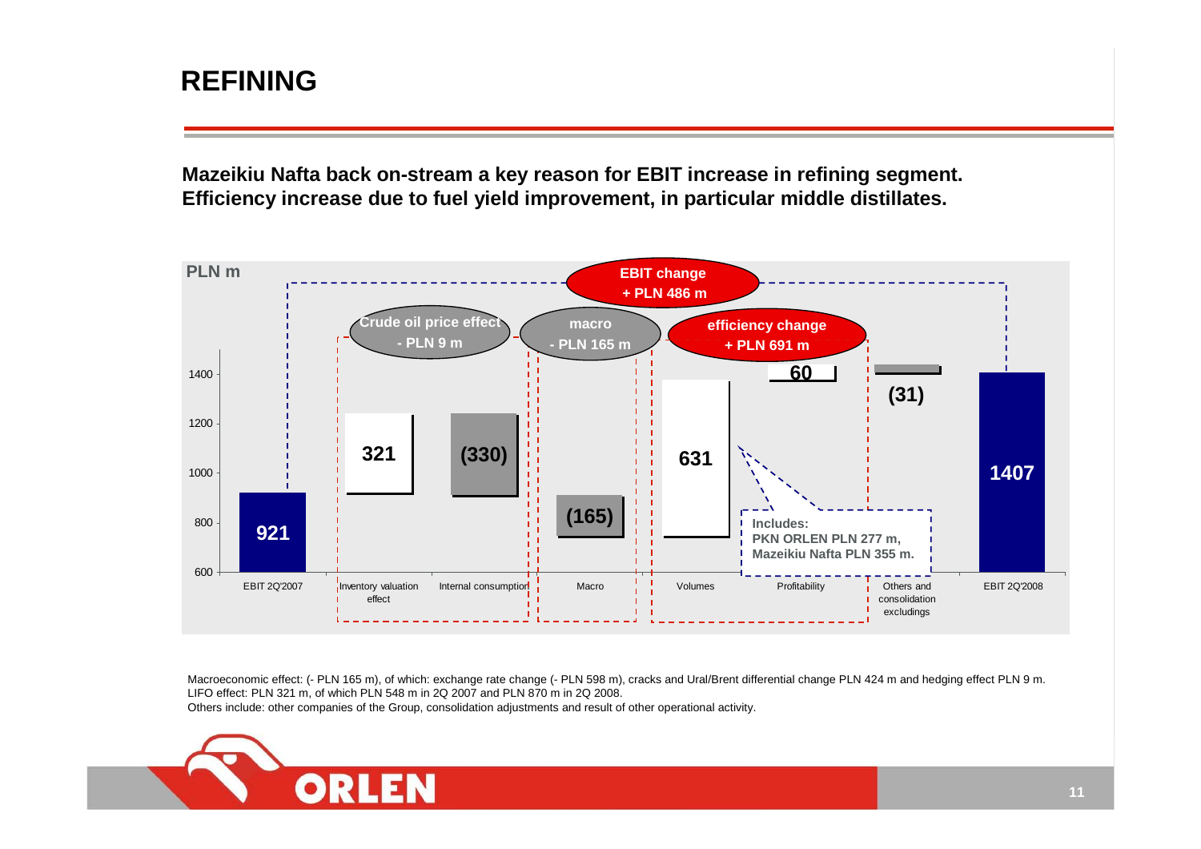# REFINING

**Mazeikiu Nafta back on-stream a key reason for EBIT increase in refining segment. Efficiency increase due to fuel yield improvement, in particular middle distillates.**

PLN m

| | EBIT 2Q'2007 | Inventory valuation effect | Internal consumption | Macro | Volumes | Profitability | Others and consolidation excludings | EBIT 2Q'2008 |
|---|---|---|---|---|---|---|---|---|
| PLN m | 921 | 321 | (330) | (165) | 631 | 60 | (31) | 1407 |

- EBIT change + PLN 486 m
- Crude oil price effect - PLN 9 m
- macro - PLN 165 m
- efficiency change + PLN 691 m

Includes: PKN ORLEN PLN 277 m, Mazeikiu Nafta PLN 355 m.

Macroeconomic effect: (- PLN 165 m), of which: exchange rate change (- PLN 598 m), cracks and Ural/Brent differential change PLN 424 m and hedging effect PLN 9 m.
LIFO effect: PLN 321 m, of which PLN 548 m in 2Q 2007 and PLN 870 m in 2Q 2008.
Others include: other companies of the Group, consolidation adjustments and result of other operational activity.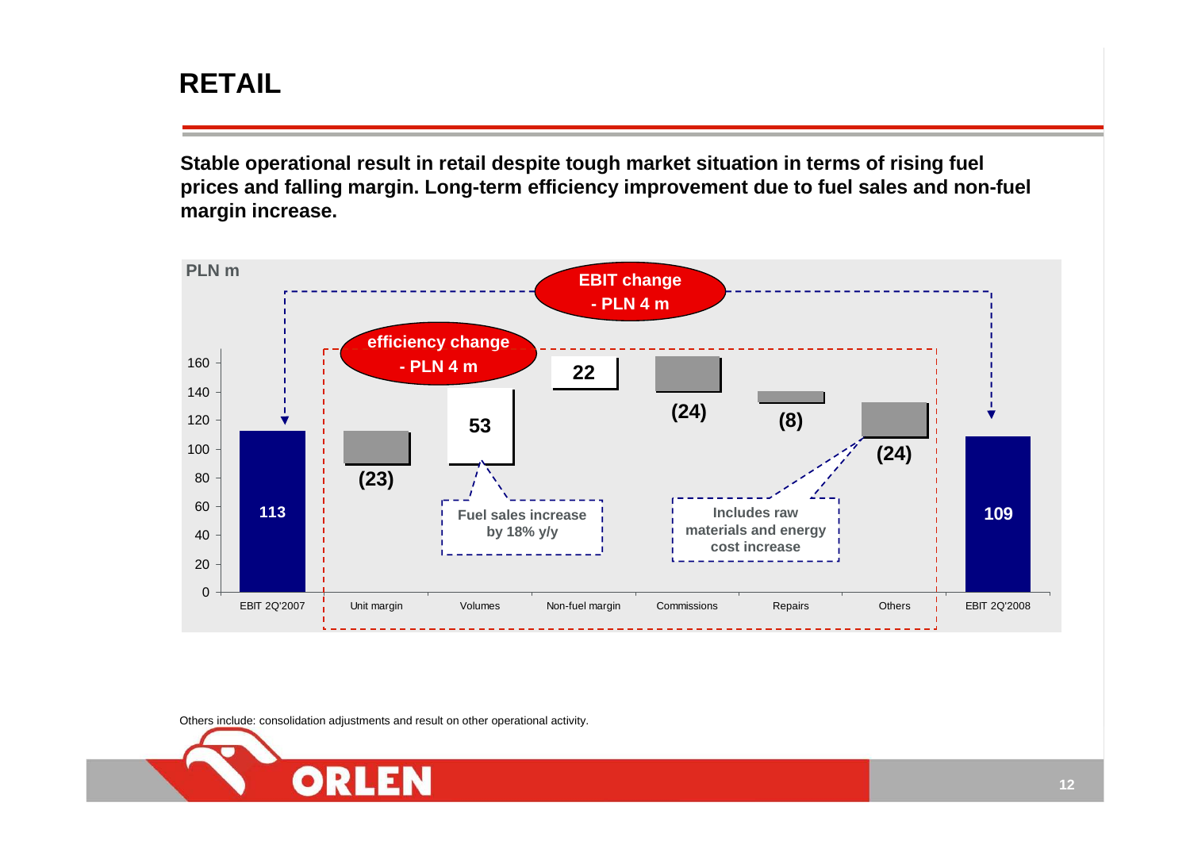# RETAIL

**Stable operational result in retail despite tough market situation in terms of rising fuel prices and falling margin. Long-term efficiency improvement due to fuel sales and non-fuel margin increase.**

PLN m

EBIT change - PLN 4 m

efficiency change - PLN 4 m

| | EBIT 2Q'2007 | Unit margin | Volumes | Non-fuel margin | Commissions | Repairs | Others | EBIT 2Q'2008 |
|---|---|---|---|---|---|---|---|---|
| PLN m | 113 | (23) | 53 | 22 | (24) | (8) | (24) | 109 |

Fuel sales increase by 18% y/y

Includes raw materials and energy cost increase

Others include: consolidation adjustments and result on other operational activity.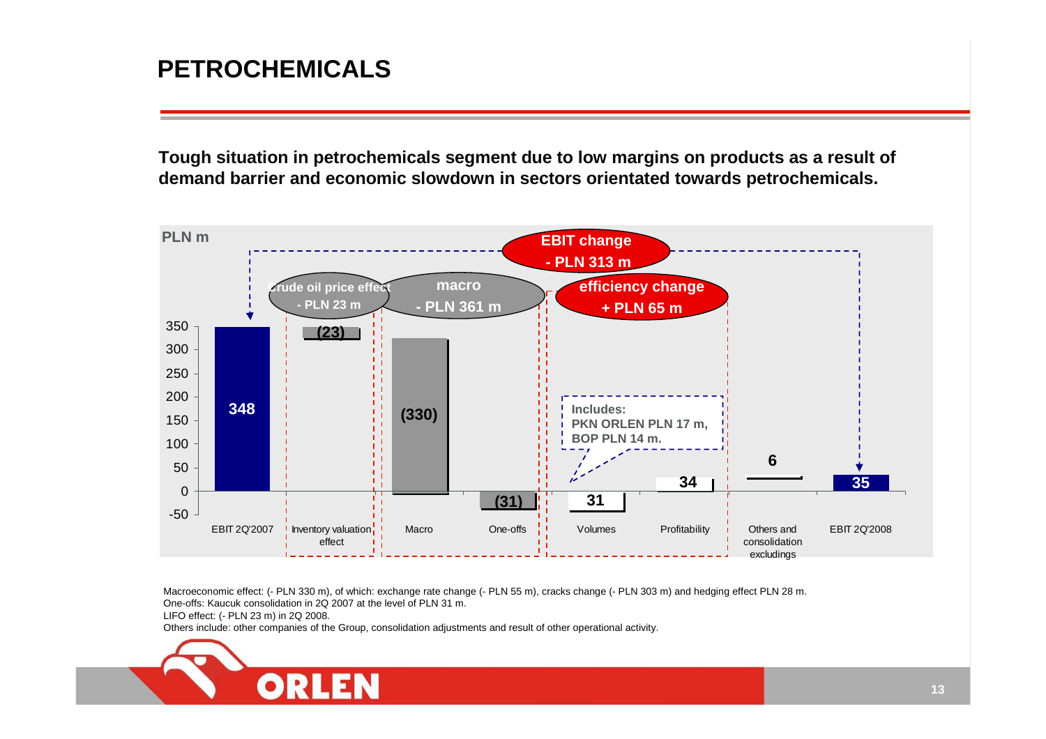# PETROCHEMICALS

**Tough situation in petrochemicals segment due to low margins on products as a result of demand barrier and economic slowdown in sectors orientated towards petrochemicals.**

PLN m

**EBIT change - PLN 313 m**

| | Crude oil price effect - PLN 23 m | macro - PLN 361 m | | efficiency change + PLN 65 m | | | |
|---|---|---|---|---|---|---|---|
| EBIT 2Q'2007 | Inventory valuation effect | Macro | One-offs | Volumes | Profitability | Others and consolidation excludings | EBIT 2Q'2008 |
| 348 | (23) | (330) | (31) | 31 | 34 | 6 | 35 |

Includes: PKN ORLEN PLN 17 m, BOP PLN 14 m.

Macroeconomic effect: (- PLN 330 m), of which: exchange rate change (- PLN 55 m), cracks change (- PLN 303 m) and hedging effect PLN 28 m.
One-offs: Kaucuk consolidation in 2Q 2007 at the level of PLN 31 m.
LIFO effect: (- PLN 23 m) in 2Q 2008.
Others include: other companies of the Group, consolidation adjustments and result of other operational activity.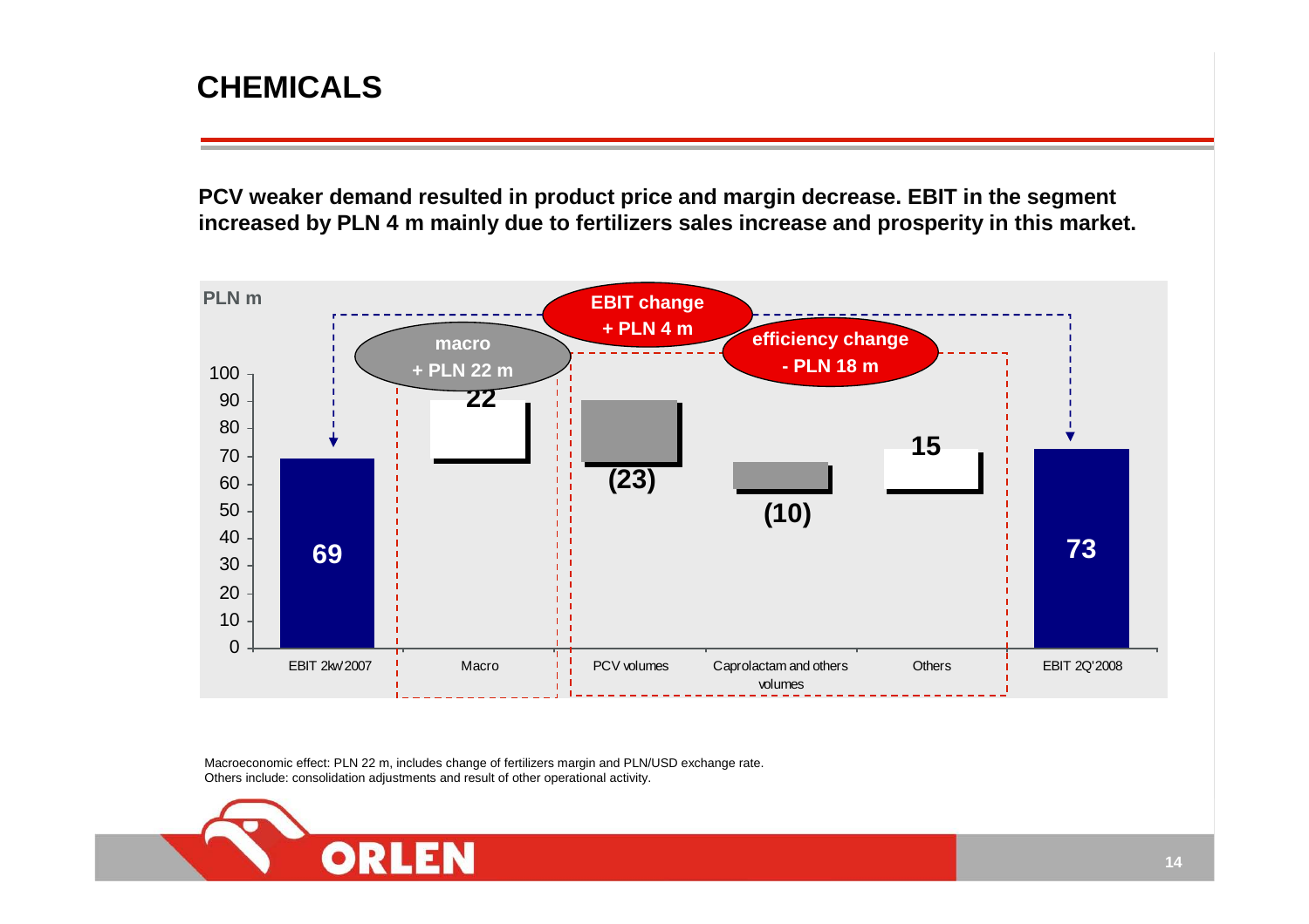# CHEMICALS

**PCV weaker demand resulted in product price and margin decrease. EBIT in the segment increased by PLN 4 m mainly due to fertilizers sales increase and prosperity in this market.**

PLN m

| | EBIT 2kw 2007 | Macro | PCV volumes | Caprolactam and others volumes | Others | EBIT 2Q'2008 |
|---|---|---|---|---|---|---|
| PLN m | 69 | 22 | (23) | (10) | 15 | 73 |

- macro + PLN 22 m
- EBIT change + PLN 4 m
- efficiency change - PLN 18 m

Macroeconomic effect: PLN 22 m, includes change of fertilizers margin and PLN/USD exchange rate.
Others include: consolidation adjustments and result of other operational activity.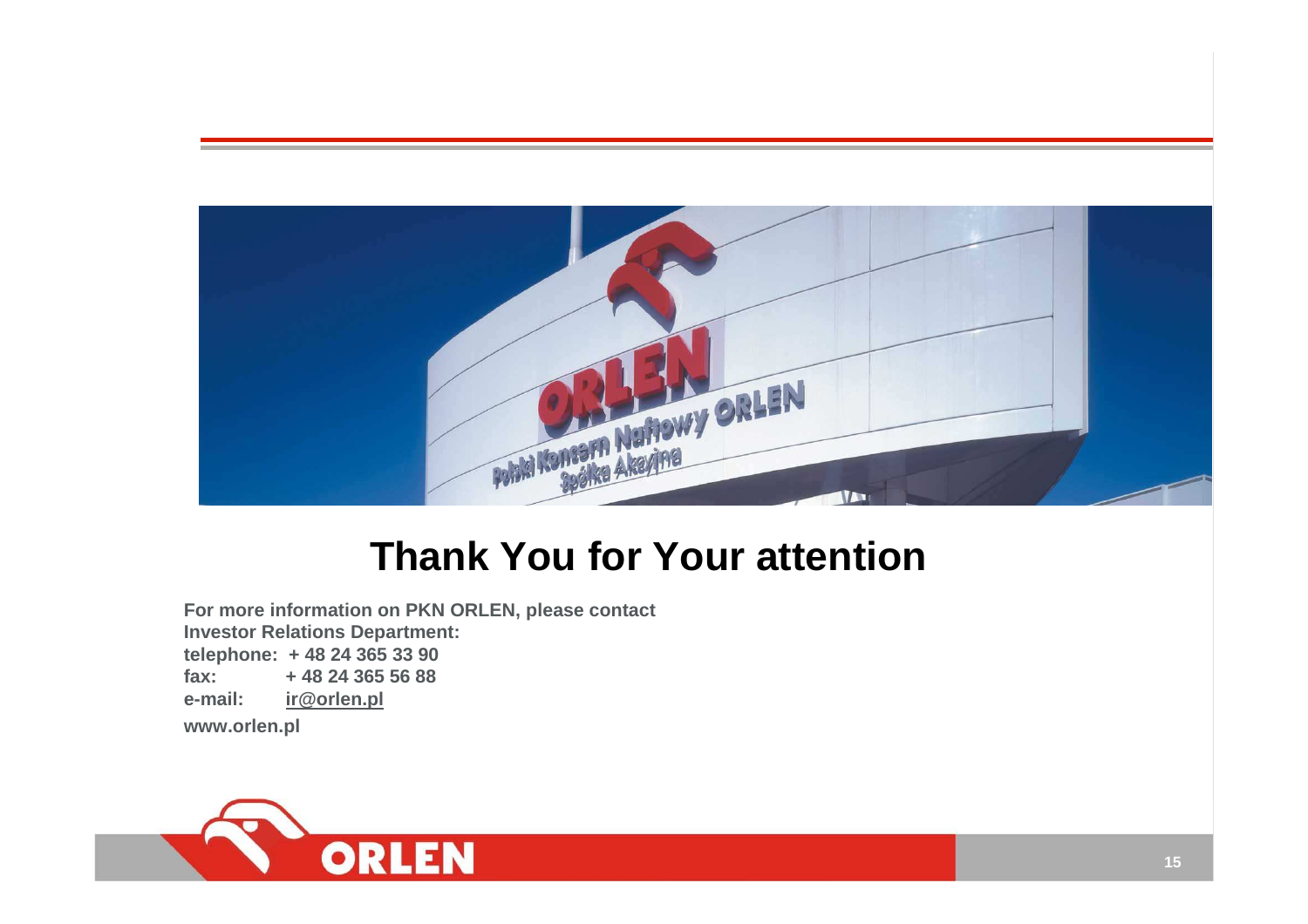# Thank You for Your attention

**For more information on PKN ORLEN, please contact**
**Investor Relations Department:**
**telephone: + 48 24 365 33 90**
**fax: + 48 24 365 56 88**
**e-mail: ir@orlen.pl**
**www.orlen.pl**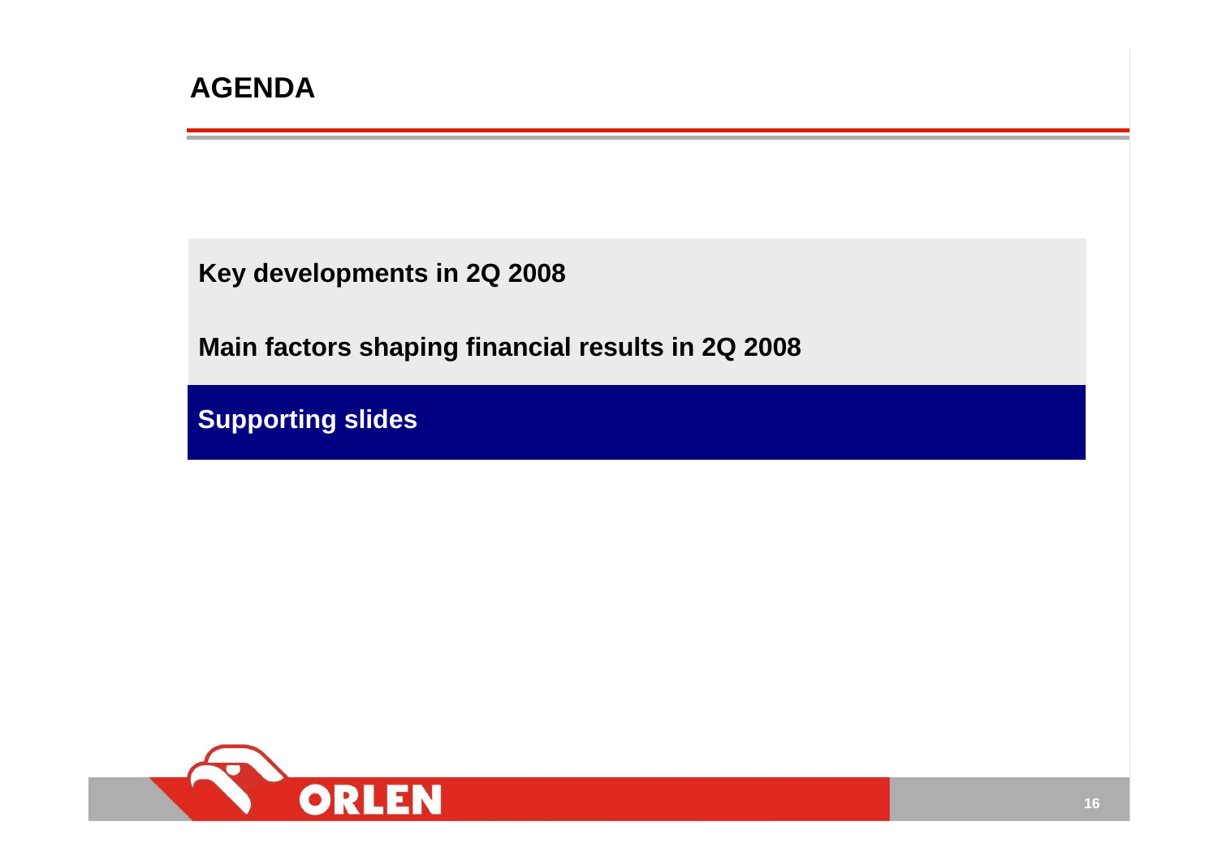# AGENDA

Key developments in 2Q 2008

Main factors shaping financial results in 2Q 2008

**Supporting slides**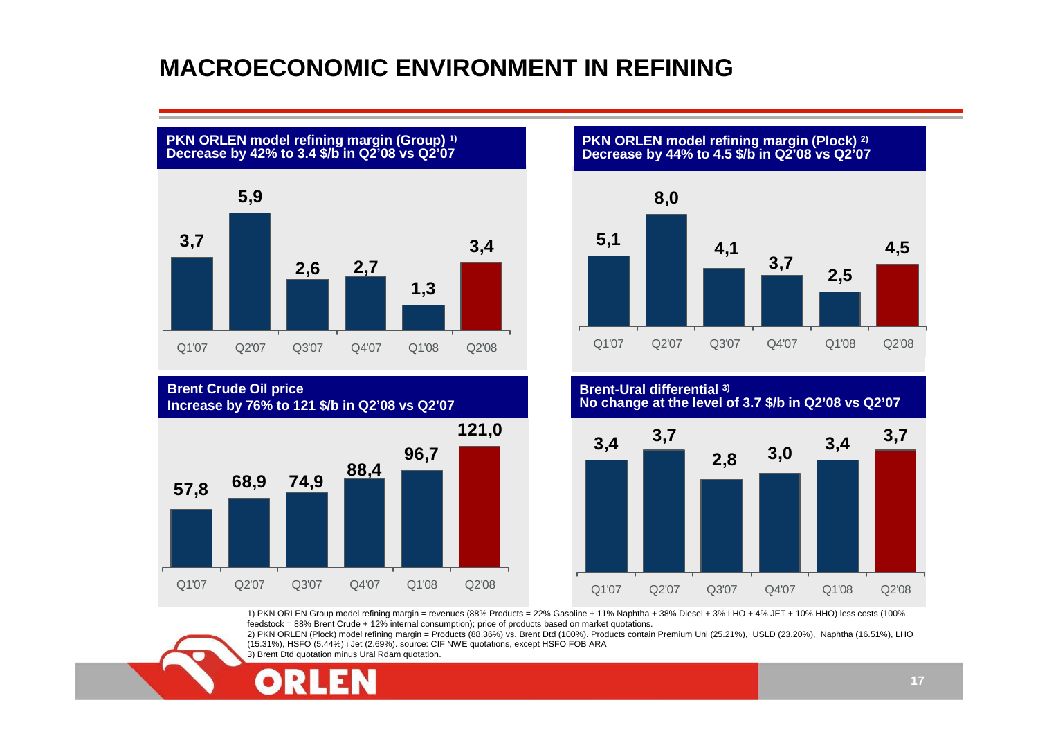# MACROECONOMIC ENVIRONMENT IN REFINING

**PKN ORLEN model refining margin (Group) [1]**
**Decrease by 42% to 3.4 $/b in Q2'08 vs Q2'07**

| Q1'07 | Q2'07 | Q3'07 | Q4'07 | Q1'08 | Q2'08 |
|---|---|---|---|---|---|
| 3,7 | 5,9 | 2,6 | 2,7 | 1,3 | 3,4 |

**PKN ORLEN model refining margin (Plock) [2]**
**Decrease by 44% to 4.5 $/b in Q2'08 vs Q2'07**

| Q1'07 | Q2'07 | Q3'07 | Q4'07 | Q1'08 | Q2'08 |
|---|---|---|---|---|---|
| 5,1 | 8,0 | 4,1 | 3,7 | 2,5 | 4,5 |

**Brent Crude Oil price**
**Increase by 76% to 121 $/b in Q2'08 vs Q2'07**

| Q1'07 | Q2'07 | Q3'07 | Q4'07 | Q1'08 | Q2'08 |
|---|---|---|---|---|---|
| 57,8 | 68,9 | 74,9 | 88,4 | 96,7 | 121,0 |

**Brent-Ural differential [3]**
**No change at the level of 3.7 $/b in Q2'08 vs Q2'07**

| Q1'07 | Q2'07 | Q3'07 | Q4'07 | Q1'08 | Q2'08 |
|---|---|---|---|---|---|
| 3,4 | 3,7 | 2,8 | 3,0 | 3,4 | 3,7 |

1) PKN ORLEN Group model refining margin = revenues (88% Products = 22% Gasoline + 11% Naphtha + 38% Diesel + 3% LHO + 4% JET + 10% HHO) less costs (100% feedstock = 88% Brent Crude + 12% internal consumption); price of products based on market quotations.

2) PKN ORLEN (Plock) model refining margin = Products (88.36%) vs. Brent Dtd (100%). Products contain Premium Unl (25.21%), USLD (23.20%), Naphtha (16.51%), LHO (15.31%), HSFO (5.44%) i Jet (2.69%). source: CIF NWE quotations, except HSFO FOB ARA

3) Brent Dtd quotation minus Ural Rdam quotation.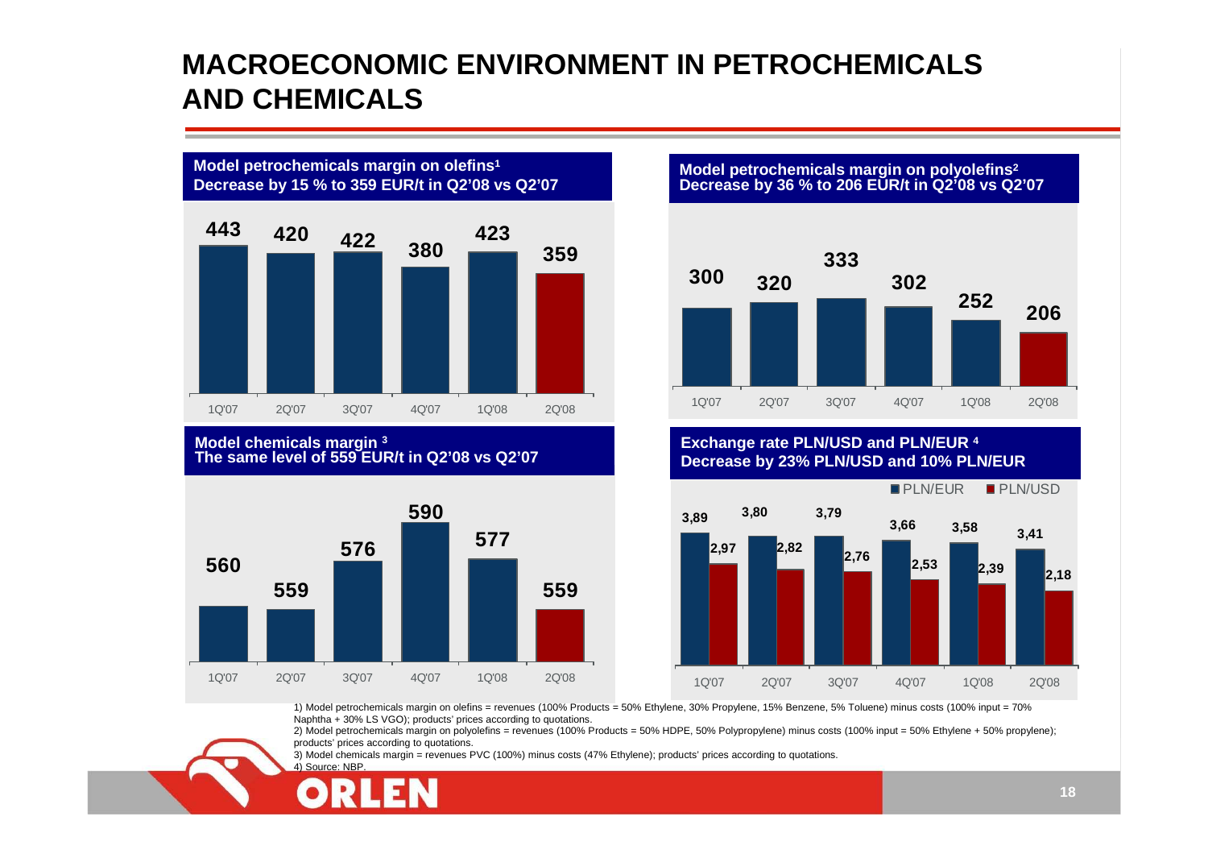# MACROECONOMIC ENVIRONMENT IN PETROCHEMICALS AND CHEMICALS

**Model petrochemicals margin on olefins[1]**
**Decrease by 15 % to 359 EUR/t in Q2'08 vs Q2'07**

| 1Q'07 | 2Q'07 | 3Q'07 | 4Q'07 | 1Q'08 | 2Q'08 |
|---|---|---|---|---|---|
| 443 | 420 | 422 | 380 | 423 | 359 |

**Model petrochemicals margin on polyolefins[2]**
**Decrease by 36 % to 206 EUR/t in Q2'08 vs Q2'07**

| 1Q'07 | 2Q'07 | 3Q'07 | 4Q'07 | 1Q'08 | 2Q'08 |
|---|---|---|---|---|---|
| 300 | 320 | 333 | 302 | 252 | 206 |

**Model chemicals margin [3]**
**The same level of 559 EUR/t in Q2'08 vs Q2'07**

| 1Q'07 | 2Q'07 | 3Q'07 | 4Q'07 | 1Q'08 | 2Q'08 |
|---|---|---|---|---|---|
| 560 | 559 | 576 | 590 | 577 | 559 |

**Exchange rate PLN/USD and PLN/EUR [4]**
**Decrease by 23% PLN/USD and 10% PLN/EUR**

| | 1Q'07 | 2Q'07 | 3Q'07 | 4Q'07 | 1Q'08 | 2Q'08 |
|---|---|---|---|---|---|---|
| PLN/EUR | 3,89 | 3,80 | 3,79 | 3,66 | 3,58 | 3,41 |
| PLN/USD | 2,97 | 2,82 | 2,76 | 2,53 | 2,39 | 2,18 |

1) Model petrochemicals margin on olefins = revenues (100% Products = 50% Ethylene, 30% Propylene, 15% Benzene, 5% Toluene) minus costs (100% input = 70% Naphtha + 30% LS VGO); products' prices according to quotations.

2) Model petrochemicals margin on polyolefins = revenues (100% Products = 50% HDPE, 50% Polypropylene) minus costs (100% input = 50% Ethylene + 50% propylene); products' prices according to quotations.

3) Model chemicals margin = revenues PVC (100%) minus costs (47% Ethylene); products' prices according to quotations.

4) Source: NBP.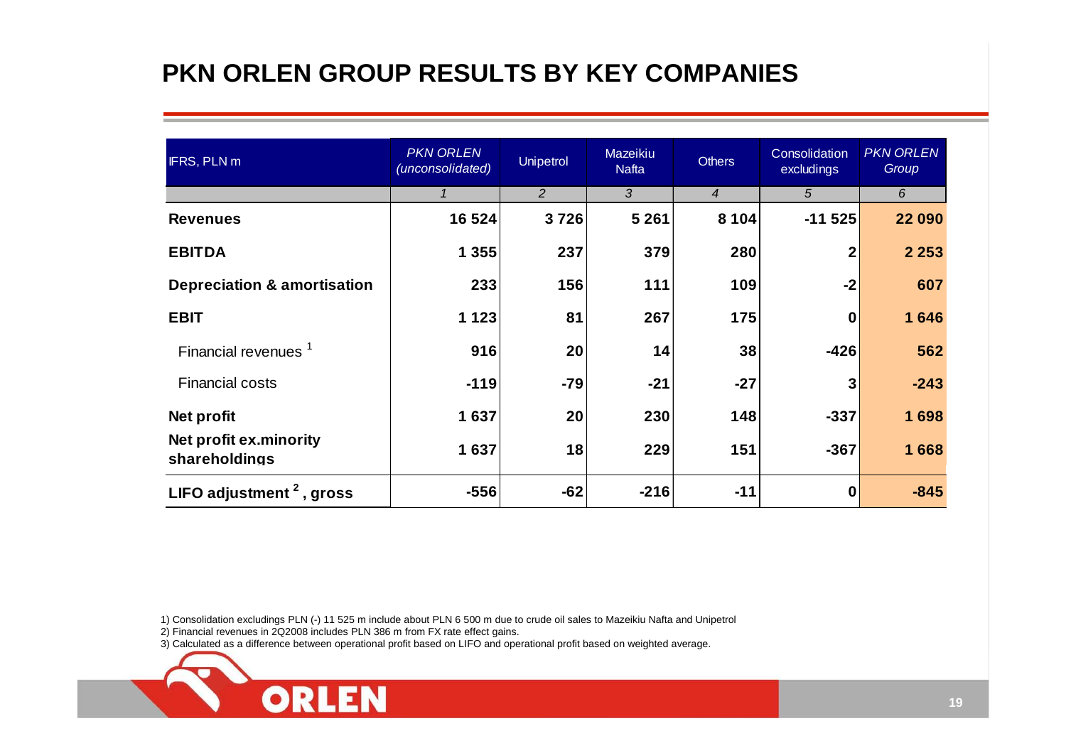# PKN ORLEN GROUP RESULTS BY KEY COMPANIES

| IFRS, PLN m | *PKN ORLEN (unconsolidated)* | Unipetrol | Mazeikiu Nafta | Others | Consolidation excludings | *PKN ORLEN Group* |
|---|---|---|---|---|---|---|
| | *1* | *2* | *3* | *4* | *5* | *6* |
| **Revenues** | **16 524** | **3 726** | **5 261** | **8 104** | **-11 525** | **22 090** |
| **EBITDA** | **1 355** | **237** | **379** | **280** | **2** | **2 253** |
| **Depreciation & amortisation** | **233** | **156** | **111** | **109** | **-2** | **607** |
| **EBIT** | **1 123** | **81** | **267** | **175** | **0** | **1 646** |
| Financial revenues [1] | **916** | **20** | **14** | **38** | **-426** | **562** |
| Financial costs | **-119** | **-79** | **-21** | **-27** | **3** | **-243** |
| **Net profit** | **1 637** | **20** | **230** | **148** | **-337** | **1 698** |
| **Net profit ex.minority shareholdings** | **1 637** | **18** | **229** | **151** | **-367** | **1 668** |
| **LIFO adjustment [2], gross** | **-556** | **-62** | **-216** | **-11** | **0** | **-845** |

1) Consolidation excludings PLN (-) 11 525 m include about PLN 6 500 m due to crude oil sales to Mazeikiu Nafta and Unipetrol

2) Financial revenues in 2Q2008 includes PLN 386 m from FX rate effect gains.

3) Calculated as a difference between operational profit based on LIFO and operational profit based on weighted average.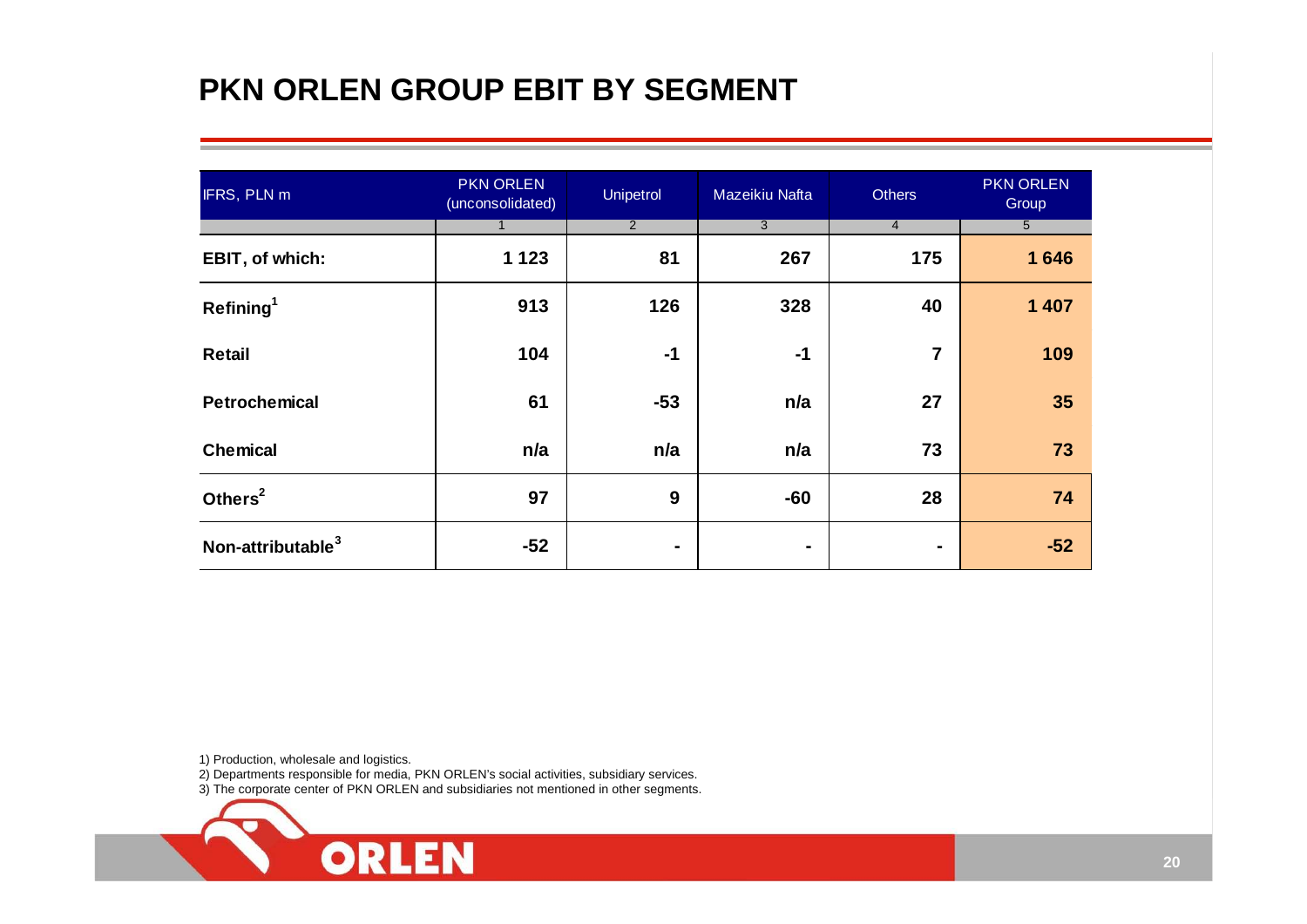# PKN ORLEN GROUP EBIT BY SEGMENT

| IFRS, PLN m | PKN ORLEN (unconsolidated) | Unipetrol | Mazeikiu Nafta | Others | PKN ORLEN Group |
|---|---|---|---|---|---|
| | 1 | 2 | 3 | 4 | 5 |
| **EBIT, of which:** | **1 123** | **81** | **267** | **175** | **1 646** |
| **Refining[1]** | **913** | **126** | **328** | **40** | **1 407** |
| **Retail** | **104** | **-1** | **-1** | **7** | **109** |
| **Petrochemical** | **61** | **-53** | **n/a** | **27** | **35** |
| **Chemical** | **n/a** | **n/a** | **n/a** | **73** | **73** |
| **Others[2]** | **97** | **9** | **-60** | **28** | **74** |
| **Non-attributable[3]** | **-52** | **-** | **-** | **-** | **-52** |

1) Production, wholesale and logistics.
2) Departments responsible for media, PKN ORLEN's social activities, subsidiary services.
3) The corporate center of PKN ORLEN and subsidiaries not mentioned in other segments.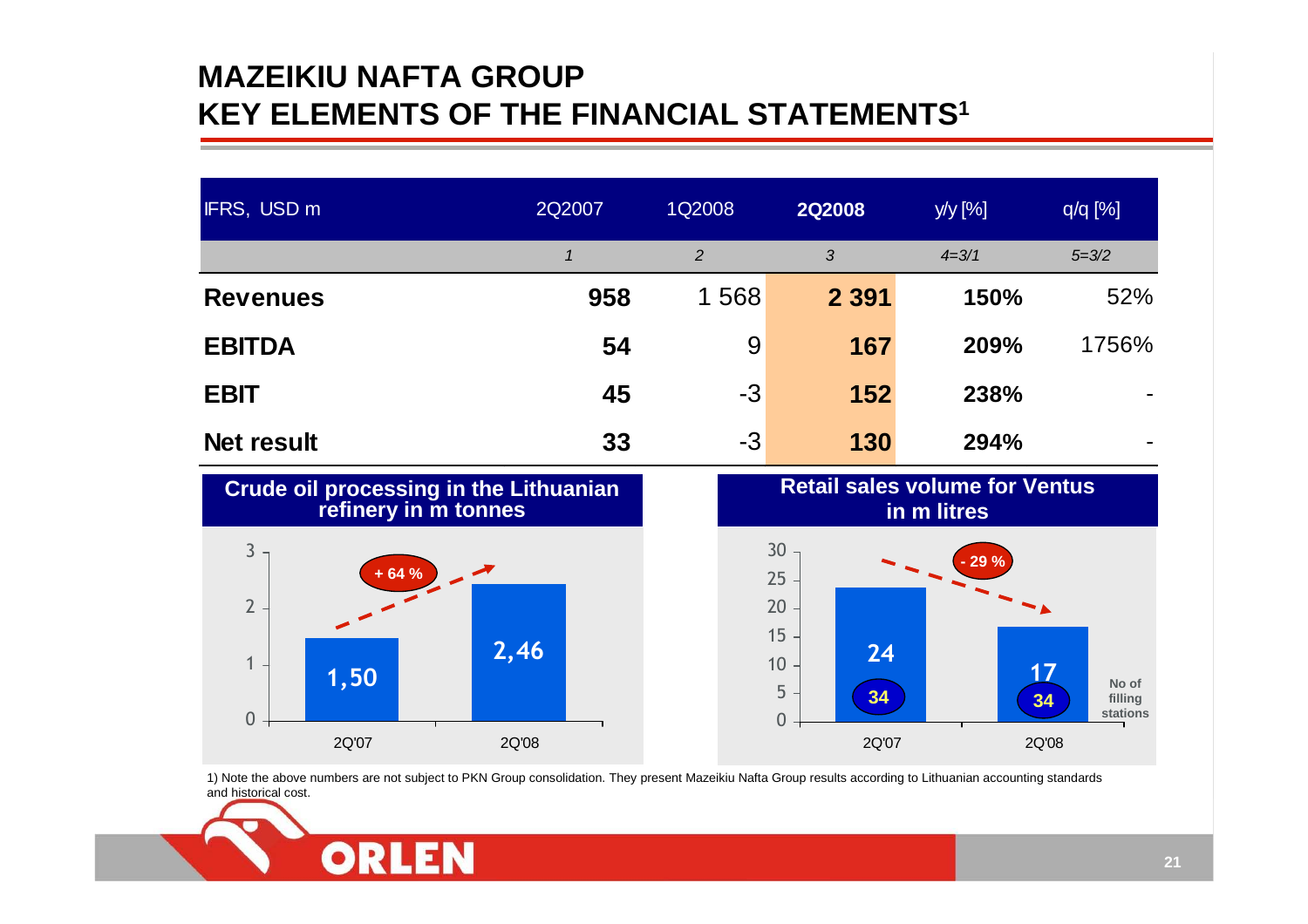# MAZEIKIU NAFTA GROUP
# KEY ELEMENTS OF THE FINANCIAL STATEMENTS[1]

| IFRS, USD m | 2Q2007 | 1Q2008 | 2Q2008 | y/y [%] | q/q [%] |
|---|---|---|---|---|---|
| | *1* | *2* | *3* | *4=3/1* | *5=3/2* |
| **Revenues** | **958** | 1 568 | **2 391** | **150%** | 52% |
| **EBITDA** | **54** | 9 | **167** | **209%** | 1756% |
| **EBIT** | **45** | -3 | **152** | **238%** | - |
| **Net result** | **33** | -3 | **130** | **294%** | - |

## Crude oil processing in the Lithuanian refinery in m tonnes

| | 2Q'07 | 2Q'08 |
|---|---|---|
| Crude oil processing (m tonnes) | 1,50 | 2,46 |

+ 64 %

## Retail sales volume for Ventus in m litres

| | 2Q'07 | 2Q'08 |
|---|---|---|
| Retail sales volume (m litres) | 24 | 17 |
| No of filling stations | 34 | 34 |

- 29 %

1) Note the above numbers are not subject to PKN Group consolidation. They present Mazeikiu Nafta Group results according to Lithuanian accounting standards and historical cost.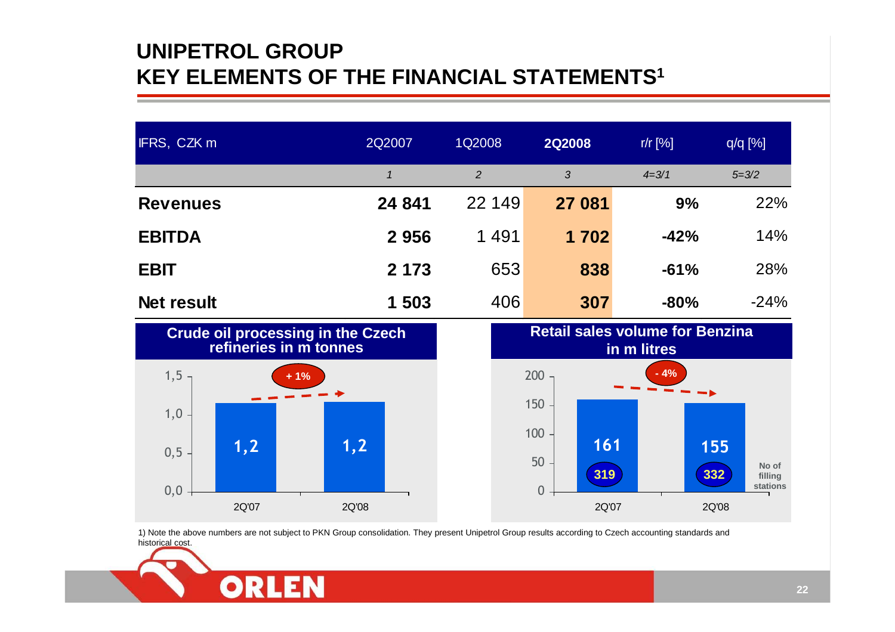# UNIPETROL GROUP
# KEY ELEMENTS OF THE FINANCIAL STATEMENTS[1]

| IFRS, CZK m | 2Q2007 | 1Q2008 | **2Q2008** | r/r [%] | q/q [%] |
|---|---|---|---|---|---|
| | *1* | *2* | *3* | *4=3/1* | *5=3/2* |
| **Revenues** | **24 841** | 22 149 | **27 081** | **9%** | 22% |
| **EBITDA** | **2 956** | 1 491 | **1 702** | **-42%** | 14% |
| **EBIT** | **2 173** | 653 | **838** | **-61%** | 28% |
| **Net result** | **1 503** | 406 | **307** | **-80%** | -24% |

**Crude oil processing in the Czech refineries in m tonnes**

| | 2Q'07 | 2Q'08 |
|---|---|---|
| Crude oil processing (m tonnes) | 1,2 | 1,2 |

Change: + 1%

**Retail sales volume for Benzina in m litres**

| | 2Q'07 | 2Q'08 |
|---|---|---|
| Retail sales volume (m litres) | 161 | 155 |
| No of filling stations | 319 | 332 |

Change: - 4%

1) Note the above numbers are not subject to PKN Group consolidation. They present Unipetrol Group results according to Czech accounting standards and historical cost.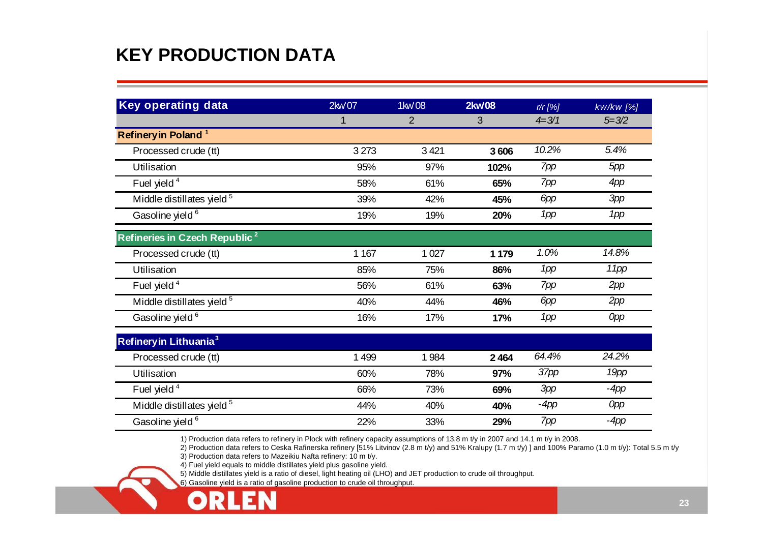# KEY PRODUCTION DATA

| Key operating data | 2kw07 | 1kw08 | 2kw08 | r/r [%] | kw/kw [%] |
|---|---|---|---|---|---|
| | 1 | 2 | 3 | 4=3/1 | 5=3/2 |
| **Refinery in Poland [1]** | | | | | |
| Processed crude (tt) | 3 273 | 3 421 | **3 606** | *10.2%* | *5.4%* |
| Utilisation | 95% | 97% | **102%** | *7pp* | *5pp* |
| Fuel yield [4] | 58% | 61% | **65%** | *7pp* | *4pp* |
| Middle distillates yield [5] | 39% | 42% | **45%** | *6pp* | *3pp* |
| Gasoline yield [6] | 19% | 19% | **20%** | *1pp* | *1pp* |
| **Refineries in Czech Republic [2]** | | | | | |
| Processed crude (tt) | 1 167 | 1 027 | **1 179** | *1.0%* | *14.8%* |
| Utilisation | 85% | 75% | **86%** | *1pp* | *11pp* |
| Fuel yield [4] | 56% | 61% | **63%** | *7pp* | *2pp* |
| Middle distillates yield [5] | 40% | 44% | **46%** | *6pp* | *2pp* |
| Gasoline yield [6] | 16% | 17% | **17%** | *1pp* | *0pp* |
| **Refinery in Lithuania [3]** | | | | | |
| Processed crude (tt) | 1 499 | 1 984 | **2 464** | *64.4%* | *24.2%* |
| Utilisation | 60% | 78% | **97%** | *37pp* | *19pp* |
| Fuel yield [4] | 66% | 73% | **69%** | *3pp* | *-4pp* |
| Middle distillates yield [5] | 44% | 40% | **40%** | *-4pp* | *0pp* |
| Gasoline yield [6] | 22% | 33% | **29%** | *7pp* | *-4pp* |

1) Production data refers to refinery in Plock with refinery capacity assumptions of 13.8 m t/y in 2007 and 14.1 m t/y in 2008.
2) Production data refers to Ceska Rafinerska refinery [51% Litvinov (2.8 m t/y) and 51% Kralupy (1.7 m t/y) ] and 100% Paramo (1.0 m t/y): Total 5.5 m t/y
3) Production data refers to Mazeikiu Nafta refinery: 10 m t/y.
4) Fuel yield equals to middle distillates yield plus gasoline yield.
5) Middle distillates yield is a ratio of diesel, light heating oil (LHO) and JET production to crude oil throughput.
6) Gasoline yield is a ratio of gasoline production to crude oil throughput.